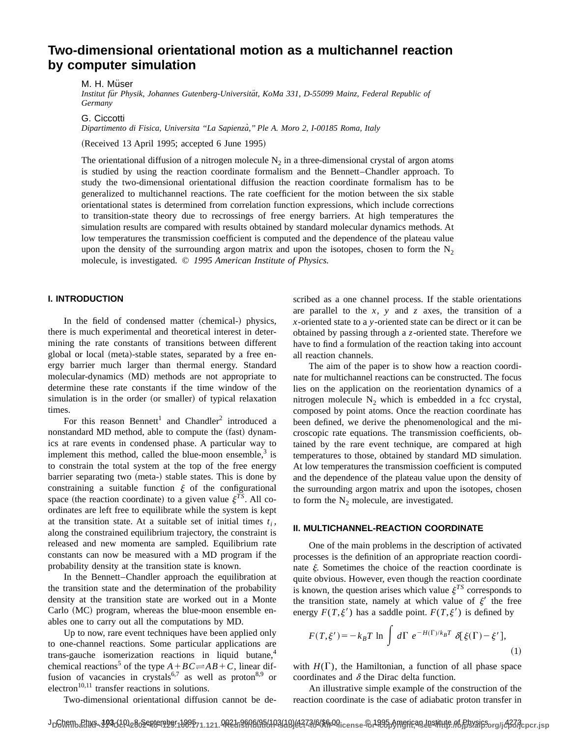# Two-dimensional orientational motion as a multichannel reaction by computer simulation

M. H. Müser

*Institut für Physik, Johannes Gutenberg-Universität, KoMa 331, D-55099 Mainz, Federal Republic of Germany*

G. Ciccotti

*Dipartimento di Fisica, Universita "La Sapienzà," Ple A. Moro 2, I-00185 Roma, Italy*

(Received 13 April 1995; accepted 6 June 1995)

The orientational diffusion of a nitrogen molecule $N_2$ in a three-dimensional crystal of argon atoms is studied by using the reaction coordinate formalism and the Bennett–Chandler approach. To study the two-dimensional orientational diffusion the reaction coordinate formalism has to be generalized to multichannel reactions. The rate coefficient for the motion between the six stable orientational states is determined from correlation function expressions, which include corrections to transition-state theory due to recrossings of free energy barriers. At high temperatures the simulation results are compared with results obtained by standard molecular dynamics methods. At low temperatures the transmission coefficient is computed and the dependence of the plateau value upon the density of the surrounding argon matrix and upon the isotopes, chosen to form the $N_2$ molecule, is investigated. © *1995 American Institute of Physics.*

## I. INTRODUCTION

In the field of condensed matter (chemical-) physics, there is much experimental and theoretical interest in determining the rate constants of transitions between different global or local (meta)-stable states, separated by a free energy barrier much larger than thermal energy. Standard molecular-dynamics (MD) methods are not appropriate to determine these rate constants if the time window of the simulation is in the order (or smaller) of typical relaxation times.

For this reason Bennett[1] and Chandler[2] introduced a nonstandard MD method, able to compute the (fast) dynamics at rare events in condensed phase. A particular way to implement this method, called the blue-moon ensemble,[3] is to constrain the total system at the top of the free energy barrier separating two (meta-) stable states. This is done by constraining a suitable function $\xi$ of the configurational space (the reaction coordinate) to a given value $\xi^{TS}$. All coordinates are left free to equilibrate while the system is kept at the transition state. At a suitable set of initial times $t_i$, along the constrained equilibrium trajectory, the constraint is released and new momenta are sampled. Equilibrium rate constants can now be measured with a MD program if the probability density at the transition state is known.

In the Bennett–Chandler approach the equilibration at the transition state and the determination of the probability density at the transition state are worked out in a Monte Carlo (MC) program, whereas the blue-moon ensemble enables one to carry out all the computations by MD.

Up to now, rare event techniques have been applied only to one-channel reactions. Some particular applications are trans-gauche isomerization reactions in liquid butane,[4] chemical reactions[5] of the type $A+BC \rightleftharpoons AB+C$, linear diffusion of vacancies in crystals[6,7] as well as proton[8,9] or electron[10,11] transfer reactions in solutions.

Two-dimensional orientational diffusion cannot be described as a one channel process. If the stable orientations are parallel to the $x$, $y$ and $z$ axes, the transition of a $x$-oriented state to a $y$-oriented state can be direct or it can be obtained by passing through a $z$-oriented state. Therefore we have to find a formulation of the reaction taking into account all reaction channels.

The aim of the paper is to show how a reaction coordinate for multichannel reactions can be constructed. The focus lies on the application on the reorientation dynamics of a nitrogen molecule $N_2$ which is embedded in a fcc crystal, composed by point atoms. Once the reaction coordinate has been defined, we derive the phenomenological and the microscopic rate equations. The transmission coefficients, obtained by the rare event technique, are compared at high temperatures to those, obtained by standard MD simulation. At low temperatures the transmission coefficient is computed and the dependence of the plateau value upon the density of the surrounding argon matrix and upon the isotopes, chosen to form the $N_2$ molecule, are investigated.

## II. MULTICHANNEL-REACTION COORDINATE

One of the main problems in the description of activated processes is the definition of an appropriate reaction coordinate $\xi$. Sometimes the choice of the reaction coordinate is quite obvious. However, even though the reaction coordinate is known, the question arises which value $\xi^{TS}$ corresponds to the transition state, namely at which value of $\xi'$ the free energy $F(T,\xi')$ has a saddle point. $F(T,\xi')$ is defined by

$$F(T,\xi') = -k_B T \ln \int d\Gamma \; e^{-H(\Gamma)/k_B T} \; \delta[\xi(\Gamma)-\xi'], \tag{1}$$

with $H(\Gamma)$, the Hamiltonian, a function of all phase space coordinates and $\delta$ the Dirac delta function.

An illustrative simple example of the construction of the reaction coordinate is the case of adiabatic proton transfer in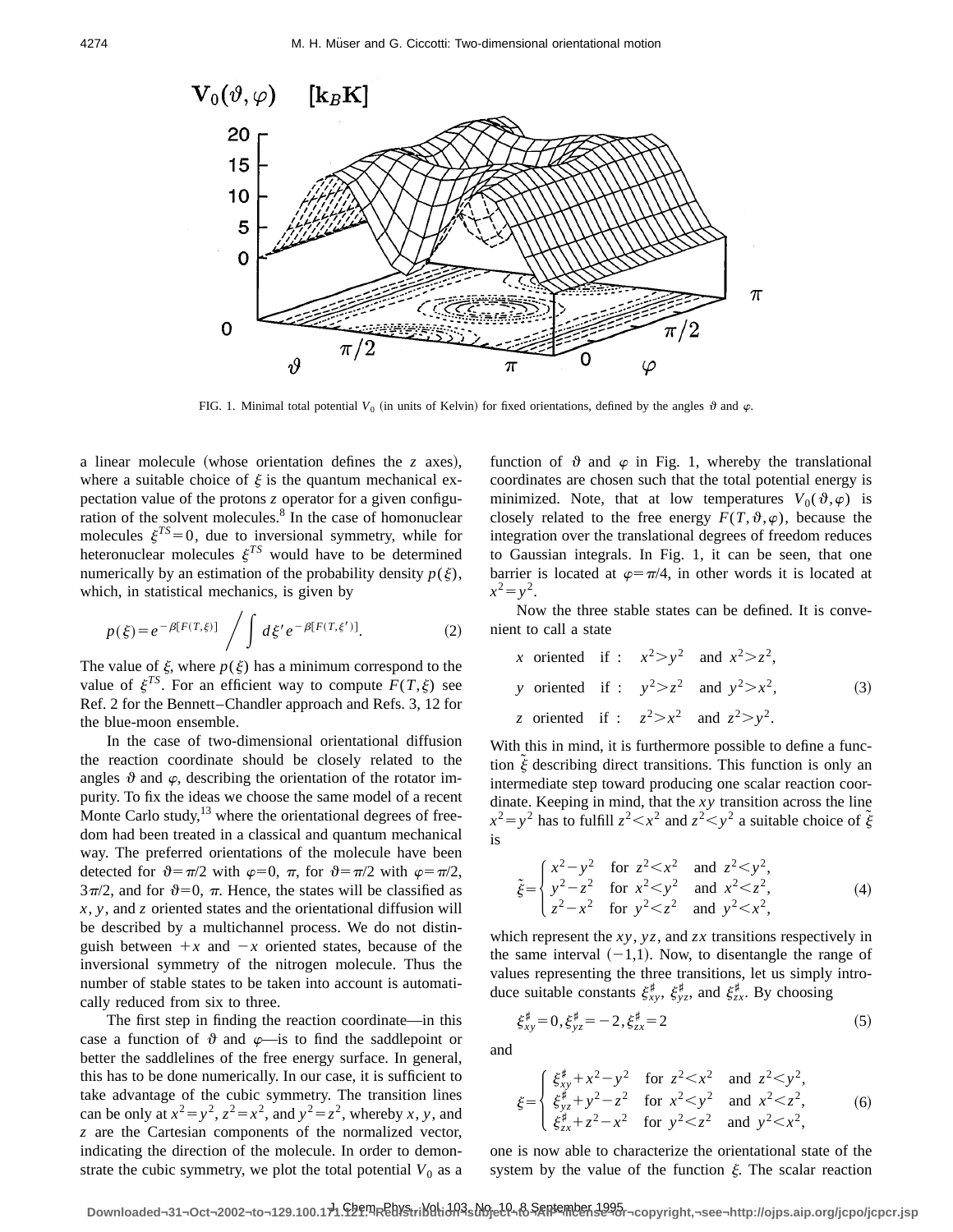FIG. 1. Minimal total potential $V_0$ (in units of Kelvin) for fixed orientations, defined by the angles $\vartheta$ and $\varphi$.

a linear molecule (whose orientation defines the $z$ axes), where a suitable choice of $\xi$ is the quantum mechanical expectation value of the protons $z$ operator for a given configuration of the solvent molecules.[8] In the case of homonuclear molecules $\xi^{TS}=0$, due to inversional symmetry, while for heteronuclear molecules $\xi^{TS}$ would have to be determined numerically by an estimation of the probability density $p(\xi)$, which, in statistical mechanics, is given by

$$p(\xi)=e^{-\beta[F(T,\xi)]} \Bigg/ \int d\xi' e^{-\beta[F(T,\xi')]}. \tag{2}$$

The value of $\xi$, where $p(\xi)$ has a minimum correspond to the value of $\xi^{TS}$. For an efficient way to compute $F(T,\xi)$ see Ref. 2 for the Bennett–Chandler approach and Refs. 3, 12 for the blue-moon ensemble.

In the case of two-dimensional orientational diffusion the reaction coordinate should be closely related to the angles $\vartheta$ and $\varphi$, describing the orientation of the rotator impurity. To fix the ideas we choose the same model of a recent Monte Carlo study,[13] where the orientational degrees of freedom had been treated in a classical and quantum mechanical way. The preferred orientations of the molecule have been detected for $\vartheta=\pi/2$ with $\varphi=0$, $\pi$, for $\vartheta=\pi/2$ with $\varphi=\pi/2$, $3\pi/2$, and for $\vartheta=0$, $\pi$. Hence, the states will be classified as $x$, $y$, and $z$ oriented states and the orientational diffusion will be described by a multichannel process. We do not distinguish between $+x$ and $-x$ oriented states, because of the inversional symmetry of the nitrogen molecule. Thus the number of stable states to be taken into account is automatically reduced from six to three.

The first step in finding the reaction coordinate—in this case a function of $\vartheta$ and $\varphi$—is to find the saddlepoint or better the saddlelines of the free energy surface. In general, this has to be done numerically. In our case, it is sufficient to take advantage of the cubic symmetry. The transition lines can be only at $x^2=y^2$, $z^2=x^2$, and $y^2=z^2$, whereby $x$, $y$, and $z$ are the Cartesian components of the normalized vector, indicating the direction of the molecule. In order to demonstrate the cubic symmetry, we plot the total potential $V_0$ as a function of $\vartheta$ and $\varphi$ in Fig. 1, whereby the translational coordinates are chosen such that the total potential energy is minimized. Note, that at low temperatures $V_0(\vartheta,\varphi)$ is closely related to the free energy $F(T,\vartheta,\varphi)$, because the integration over the translational degrees of freedom reduces to Gaussian integrals. In Fig. 1, it can be seen, that one barrier is located at $\varphi=\pi/4$, in other words it is located at $x^2=y^2$.

Now the three stable states can be defined. It is convenient to call a state

$$\begin{aligned}
&x \text{ oriented} \quad \text{if :} \quad x^2>y^2 \quad \text{and } x^2>z^2,\\
&y \text{ oriented} \quad \text{if :} \quad y^2>z^2 \quad \text{and } y^2>x^2,\\
&z \text{ oriented} \quad \text{if :} \quad z^2>x^2 \quad \text{and } z^2>y^2.
\end{aligned} \tag{3}$$

With this in mind, it is furthermore possible to define a function $\tilde{\xi}$ describing direct transitions. This function is only an intermediate step toward producing one scalar reaction coordinate. Keeping in mind, that the $xy$ transition across the line $x^2=y^2$ has to fulfill $z^2<x^2$ and $z^2<y^2$ a suitable choice of $\tilde{\xi}$ is

$$\tilde{\xi}=\begin{cases} x^2-y^2 & \text{for } z^2<x^2 \quad \text{and } z^2<y^2,\\ y^2-z^2 & \text{for } x^2<y^2 \quad \text{and } x^2<z^2,\\ z^2-x^2 & \text{for } y^2<z^2 \quad \text{and } y^2<x^2,\end{cases} \tag{4}$$

which represent the $xy$, $yz$, and $zx$ transitions respectively in the same interval $(-1,1)$. Now, to disentangle the range of values representing the three transitions, let us simply introduce suitable constants $\xi_{xy}^{\sharp}$, $\xi_{yz}^{\sharp}$, and $\xi_{zx}^{\sharp}$. By choosing

$$\xi_{xy}^{\sharp}=0, \xi_{yz}^{\sharp}=-2, \xi_{zx}^{\sharp}=2 \tag{5}$$

and

$$\xi=\begin{cases} \xi_{xy}^{\sharp}+x^2-y^2 & \text{for } z^2<x^2 \quad \text{and } z^2<y^2,\\ \xi_{yz}^{\sharp}+y^2-z^2 & \text{for } x^2<y^2 \quad \text{and } x^2<z^2,\\ \xi_{zx}^{\sharp}+z^2-x^2 & \text{for } y^2<z^2 \quad \text{and } y^2<x^2,\end{cases} \tag{6}$$

one is now able to characterize the orientational state of the system by the value of the function $\xi$. The scalar reaction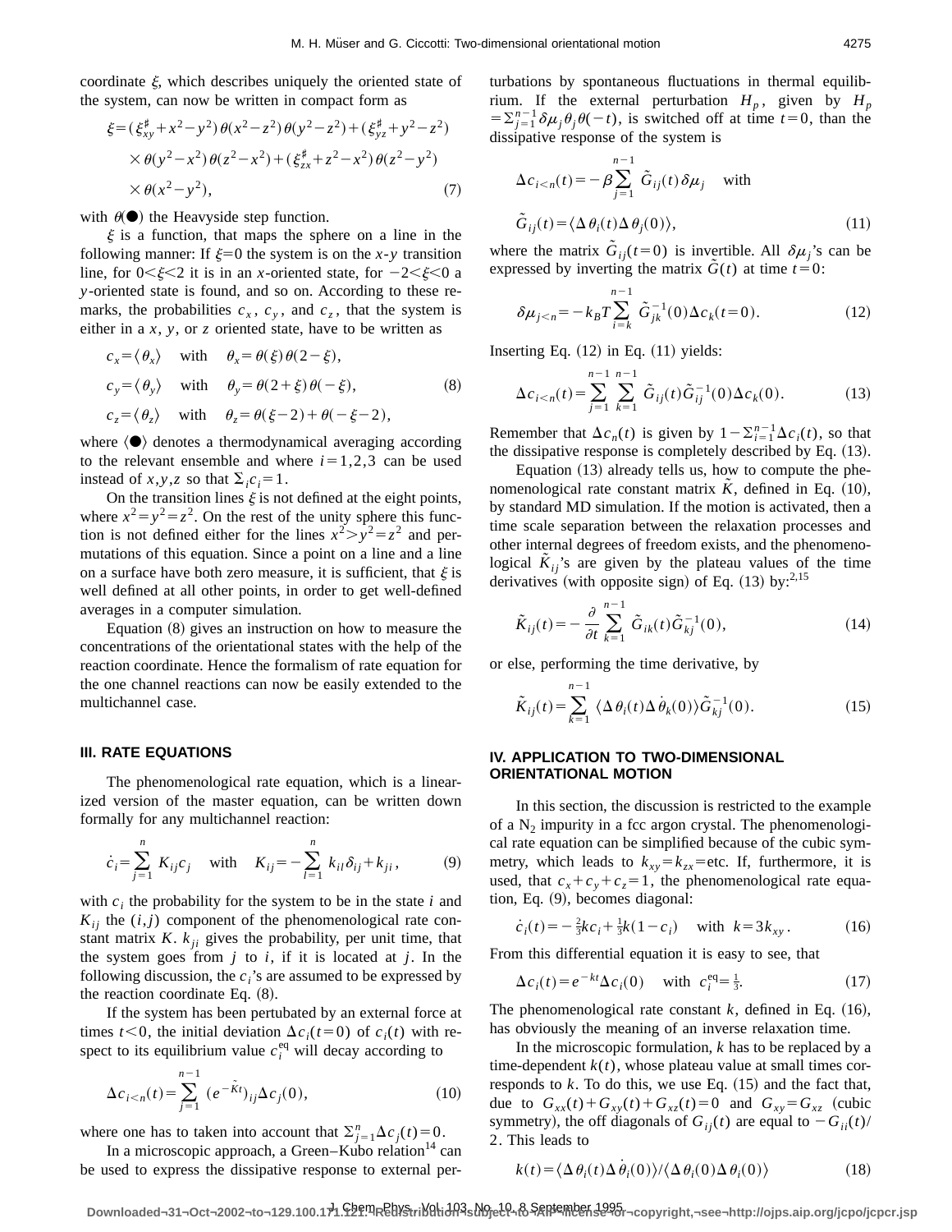coordinate $\xi$, which describes uniquely the oriented state of the system, can now be written in compact form as

$$\xi=(\xi_{xy}^{\sharp}+x^2-y^2)\,\theta(x^2-z^2)\,\theta(y^2-z^2)+(\xi_{yz}^{\sharp}+y^2-z^2)\times\theta(y^2-x^2)\,\theta(z^2-x^2)+(\xi_{zx}^{\sharp}+z^2-x^2)\,\theta(z^2-y^2)\times\theta(x^2-y^2), \tag{7}$$

with $\theta(\bullet)$ the Heavyside step function.

$\xi$ is a function, that maps the sphere on a line in the following manner: If $\xi=0$ the system is on the $x$-$y$ transition line, for $0<\xi<2$ it is in an $x$-oriented state, for $-2<\xi<0$ a $y$-oriented state is found, and so on. According to these remarks, the probabilities $c_x$, $c_y$, and $c_z$, that the system is either in a $x$, $y$, or $z$ oriented state, have to be written as

$$\begin{aligned} c_x&=\langle\theta_x\rangle \quad \text{with} \quad \theta_x=\theta(\xi)\,\theta(2-\xi),\\ c_y&=\langle\theta_y\rangle \quad \text{with} \quad \theta_y=\theta(2+\xi)\,\theta(-\xi),\\ c_z&=\langle\theta_z\rangle \quad \text{with} \quad \theta_z=\theta(\xi-2)+\theta(-\xi-2),\end{aligned} \tag{8}$$

where $\langle\bullet\rangle$ denotes a thermodynamical averaging according to the relevant ensemble and where $i=1,2,3$ can be used instead of $x,y,z$ so that $\sum_i c_i=1$.

On the transition lines $\xi$ is not defined at the eight points, where $x^2=y^2=z^2$. On the rest of the unity sphere this function is not defined either for the lines $x^2>y^2=z^2$ and permutations of this equation. Since a point on a line and a line on a surface have both zero measure, it is sufficient, that $\xi$ is well defined at all other points, in order to get well-defined averages in a computer simulation.

Equation (8) gives an instruction on how to measure the concentrations of the orientational states with the help of the reaction coordinate. Hence the formalism of rate equation for the one channel reactions can now be easily extended to the multichannel case.

### III. RATE EQUATIONS

The phenomenological rate equation, which is a linearized version of the master equation, can be written down formally for any multichannel reaction:

$$\dot{c}_i=\sum_{j=1}^{n} K_{ij}c_j \quad \text{with} \quad K_{ij}=-\sum_{l=1}^{n} k_{il}\delta_{ij}+k_{ji}, \tag{9}$$

with $c_i$ the probability for the system to be in the state $i$ and $K_{ij}$ the $(i,j)$ component of the phenomenological rate constant matrix $K$. $k_{ji}$ gives the probability, per unit time, that the system goes from $j$ to $i$, if it is located at $j$. In the following discussion, the $c_i$'s are assumed to be expressed by the reaction coordinate Eq. (8).

If the system has been pertubated by an external force at times $t<0$, the initial deviation $\Delta c_i(t=0)$ of $c_i(t)$ with respect to its equilibrium value $c_i^{\text{eq}}$ will decay according to

$$\Delta c_{i<n}(t)=\sum_{j=1}^{n-1}(e^{-\tilde{K}t})_{ij}\Delta c_j(0), \tag{10}$$

where one has to taken into account that $\sum_{j=1}^{n}\Delta c_j(t)=0$.

In a microscopic approach, a Green–Kubo relation[14] can be used to express the dissipative response to external perturbations by spontaneous fluctuations in thermal equilibrium. If the external perturbation $H_p$, given by $H_p=\sum_{j=1}^{n-1}\delta\mu_j\theta_j\theta(-t)$, is switched off at time $t=0$, than the dissipative response of the system is

$$\Delta c_{i<n}(t)=-\beta\sum_{j=1}^{n-1}\tilde{G}_{ij}(t)\,\delta\mu_j \quad \text{with}$$

$$\tilde{G}_{ij}(t)=\langle\Delta\theta_i(t)\Delta\theta_j(0)\rangle, \tag{11}$$

where the matrix $\tilde{G}_{ij}(t=0)$ is invertible. All $\delta\mu_j$'s can be expressed by inverting the matrix $\tilde{G}(t)$ at time $t=0$:

$$\delta\mu_{j<n}=-k_BT\sum_{i=k}^{n-1}\tilde{G}_{jk}^{-1}(0)\Delta c_k(t=0). \tag{12}$$

Inserting Eq. (12) in Eq. (11) yields:

$$\Delta c_{i<n}(t)=\sum_{j=1}^{n-1}\sum_{k=1}^{n-1}\tilde{G}_{ij}(t)\tilde{G}_{ij}^{-1}(0)\Delta c_k(0). \tag{13}$$

Remember that $\Delta c_n(t)$ is given by $1-\sum_{i=1}^{n-1}\Delta c_i(t)$, so that the dissipative response is completely described by Eq. (13).

Equation (13) already tells us, how to compute the phenomenological rate constant matrix $\tilde{K}$, defined in Eq. (10), by standard MD simulation. If the motion is activated, then a time scale separation between the relaxation processes and other internal degrees of freedom exists, and the phenomenological $\tilde{K}_{ij}$'s are given by the plateau values of the time derivatives (with opposite sign) of Eq. (13) by:[2,15]

$$\tilde{K}_{ij}(t)=-\frac{\partial}{\partial t}\sum_{k=1}^{n-1}\tilde{G}_{ik}(t)\tilde{G}_{kj}^{-1}(0), \tag{14}$$

or else, performing the time derivative, by

$$\tilde{K}_{ij}(t)=\sum_{k=1}^{n-1}\langle\Delta\theta_i(t)\Delta\dot{\theta}_k(0)\rangle\tilde{G}_{kj}^{-1}(0). \tag{15}$$

### IV. APPLICATION TO TWO-DIMENSIONAL ORIENTATIONAL MOTION

In this section, the discussion is restricted to the example of a $N_2$ impurity in a fcc argon crystal. The phenomenological rate equation can be simplified because of the cubic symmetry, which leads to $k_{xy}=k_{zx}=$etc. If, furthermore, it is used, that $c_x+c_y+c_z=1$, the phenomenological rate equation, Eq. (9), becomes diagonal:

$$\dot{c}_i(t)=-\tfrac{2}{3}kc_i+\tfrac{1}{3}k(1-c_i) \quad \text{with} \quad k=3k_{xy}. \tag{16}$$

From this differential equation it is easy to see, that

$$\Delta c_i(t)=e^{-kt}\Delta c_i(0) \quad \text{with} \quad c_i^{\text{eq}}=\tfrac{1}{3}. \tag{17}$$

The phenomenological rate constant $k$, defined in Eq. (16), has obviously the meaning of an inverse relaxation time.

In the microscopic formulation, $k$ has to be replaced by a time-dependent $k(t)$, whose plateau value at small times corresponds to $k$. To do this, we use Eq. (15) and the fact that, due to $G_{xx}(t)+G_{xy}(t)+G_{xz}(t)=0$ and $G_{xy}=G_{xz}$ (cubic symmetry), the off diagonals of $G_{ij}(t)$ are equal to $-G_{ii}(t)/2$. This leads to

$$k(t)=\langle\Delta\theta_i(t)\Delta\dot{\theta}_i(0)\rangle/\langle\Delta\theta_i(0)\Delta\theta_i(0)\rangle \tag{18}$$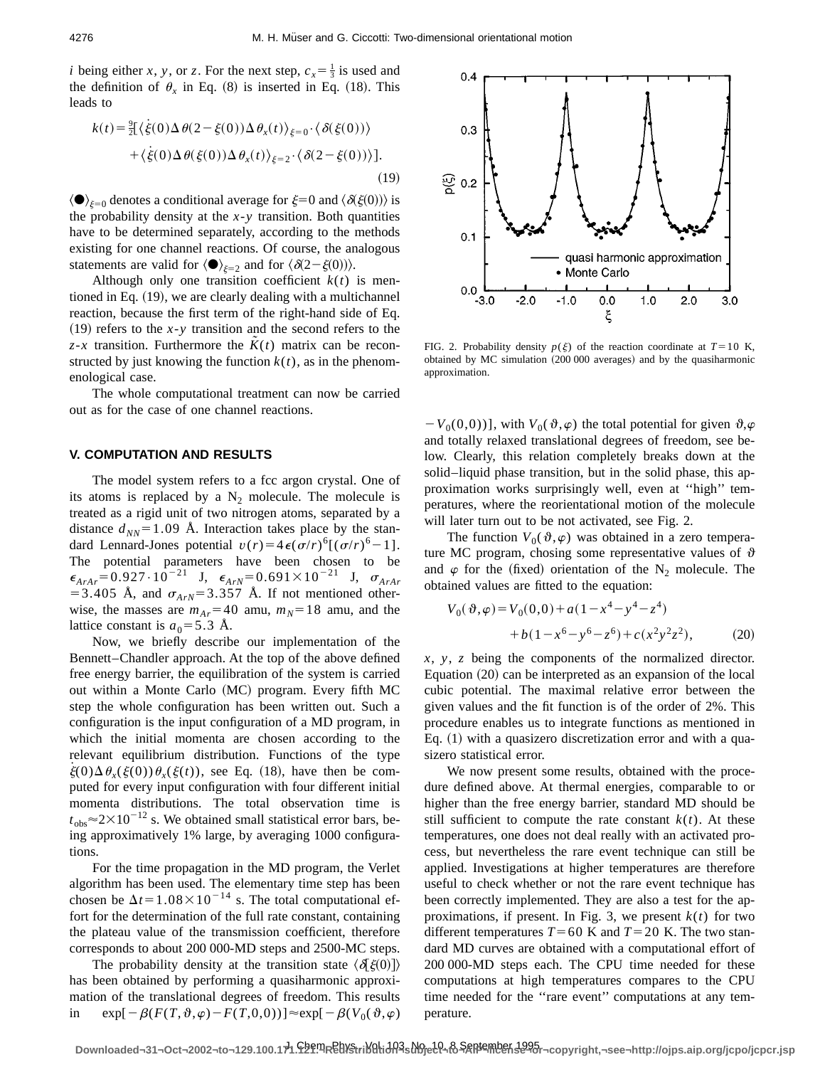$i$ being either $x$, $y$, or $z$. For the next step, $c_x = \frac{1}{3}$ is used and the definition of $\theta_x$ in Eq. (8) is inserted in Eq. (18). This leads to

$$k(t) = \tfrac{9}{2}[\langle \dot{\xi}(0)\Delta\theta(2-\xi(0))\Delta\theta_x(t)\rangle_{\xi=0} \cdot \langle \delta(\xi(0))\rangle + \langle \dot{\xi}(0)\Delta\theta(\xi(0))\Delta\theta_x(t)\rangle_{\xi=2} \cdot \langle \delta(2-\xi(0))\rangle]. \tag{19}$$

$\langle \bullet \rangle_{\xi=0}$ denotes a conditional average for $\xi=0$ and $\langle \delta(\xi(0))\rangle$ is the probability density at the $x$-$y$ transition. Both quantities have to be determined separately, according to the methods existing for one channel reactions. Of course, the analogous statements are valid for $\langle \bullet \rangle_{\xi=2}$ and for $\langle \delta(2-\xi(0))\rangle$.

Although only one transition coefficient $k(t)$ is mentioned in Eq. (19), we are clearly dealing with a multichannel reaction, because the first term of the right-hand side of Eq. (19) refers to the $x$-$y$ transition and the second refers to the $z$-$x$ transition. Furthermore the $\tilde{K}(t)$ matrix can be reconstructed by just knowing the function $k(t)$, as in the phenomenological case.

The whole computational treatment can now be carried out as for the case of one channel reactions.

## V. COMPUTATION AND RESULTS

The model system refers to a fcc argon crystal. One of its atoms is replaced by a $N_2$ molecule. The molecule is treated as a rigid unit of two nitrogen atoms, separated by a distance $d_{NN} = 1.09$ Å. Interaction takes place by the standard Lennard-Jones potential $v(r) = 4\epsilon(\sigma/r)^6[(\sigma/r)^6 - 1]$. The potential parameters have been chosen to be $\epsilon_{ArAr} = 0.927 \cdot 10^{-21}$ J, $\epsilon_{ArN} = 0.691 \times 10^{-21}$ J, $\sigma_{ArAr} = 3.405$ Å, and $\sigma_{ArN} = 3.357$ Å. If not mentioned otherwise, the masses are $m_{Ar} = 40$ amu, $m_N = 18$ amu, and the lattice constant is $a_0 = 5.3$ Å.

Now, we briefly describe our implementation of the Bennett–Chandler approach. At the top of the above defined free energy barrier, the equilibration of the system is carried out within a Monte Carlo (MC) program. Every fifth MC step the whole configuration has been written out. Such a configuration is the input configuration of a MD program, in which the initial momenta are chosen according to the relevant equilibrium distribution. Functions of the type $\dot{\xi}(0)\Delta\theta_x(\xi(0))\theta_x(\xi(t))$, see Eq. (18), have then be computed for every input configuration with four different initial momenta distributions. The total observation time is $t_{\text{obs}} \approx 2 \times 10^{-12}$ s. We obtained small statistical error bars, being approximatively 1% large, by averaging 1000 configurations.

For the time propagation in the MD program, the Verlet algorithm has been used. The elementary time step has been chosen be $\Delta t = 1.08 \times 10^{-14}$ s. The total computational effort for the determination of the full rate constant, containing the plateau value of the transmission coefficient, therefore corresponds to about 200 000-MD steps and 2500-MC steps.

The probability density at the transition state $\langle \delta[\xi(0)]\rangle$ has been obtained by performing a quasiharmonic approximation of the translational degrees of freedom. This results in $\exp[-\beta(F(T,\vartheta,\varphi) - F(T,0,0))] \approx \exp[-\beta(V_0(\vartheta,\varphi) - V_0(0,0))]$, with $V_0(\vartheta,\varphi)$ the total potential for given $\vartheta,\varphi$ and totally relaxed translational degrees of freedom, see below. Clearly, this relation completely breaks down at the solid–liquid phase transition, but in the solid phase, this approximation works surprisingly well, even at "high" temperatures, where the reorientational motion of the molecule will later turn out to be not activated, see Fig. 2.

FIG. 2. Probability density $p(\xi)$ of the reaction coordinate at $T = 10$ K, obtained by MC simulation (200 000 averages) and by the quasiharmonic approximation.

The function $V_0(\vartheta,\varphi)$ was obtained in a zero temperature MC program, chosing some representative values of $\vartheta$ and $\varphi$ for the (fixed) orientation of the $N_2$ molecule. The obtained values are fitted to the equation:

$$V_0(\vartheta,\varphi) = V_0(0,0) + a(1 - x^4 - y^4 - z^4) + b(1 - x^6 - y^6 - z^6) + c(x^2y^2z^2), \tag{20}$$

$x$, $y$, $z$ being the components of the normalized director. Equation (20) can be interpreted as an expansion of the local cubic potential. The maximal relative error between the given values and the fit function is of the order of 2%. This procedure enables us to integrate functions as mentioned in Eq. (1) with a quasizero discretization error and with a quasizero statistical error.

We now present some results, obtained with the procedure defined above. At thermal energies, comparable to or higher than the free energy barrier, standard MD should be still sufficient to compute the rate constant $k(t)$. At these temperatures, one does not deal really with an activated process, but nevertheless the rare event technique can still be applied. Investigations at higher temperatures are therefore useful to check whether or not the rare event technique has been correctly implemented. They are also a test for the approximations, if present. In Fig. 3, we present $k(t)$ for two different temperatures $T = 60$ K and $T = 20$ K. The two standard MD curves are obtained with a computational effort of 200 000-MD steps each. The CPU time needed for these computations at high temperatures compares to the CPU time needed for the "rare event" computations at any temperature.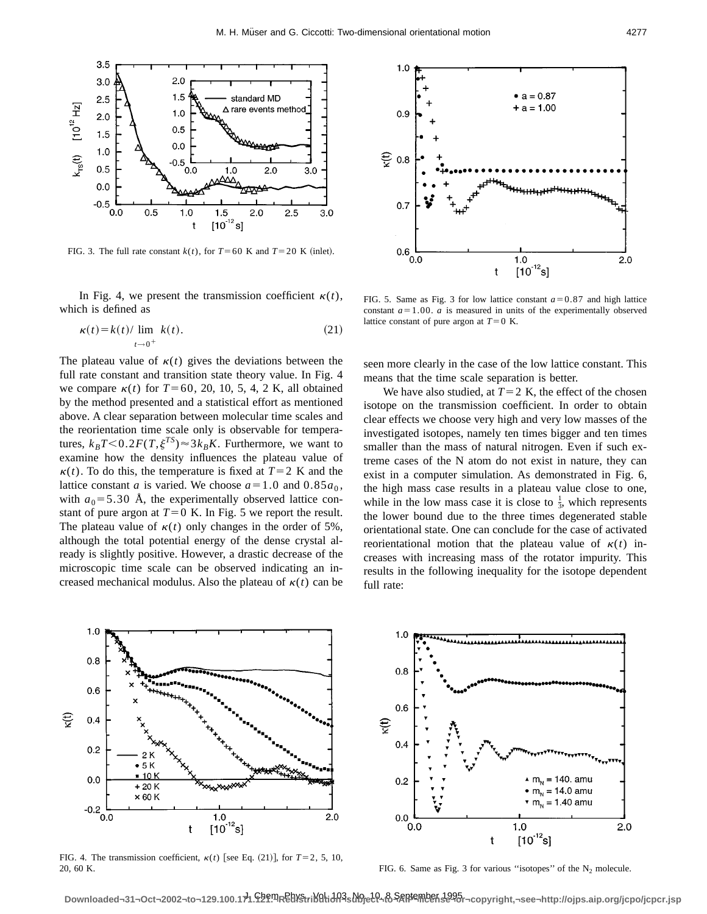FIG. 3. The full rate constant $k(t)$, for $T=60$ K and $T=20$ K (inlet).

In Fig. 4, we present the transmission coefficient $\kappa(t)$, which is defined as

$$\kappa(t)=k(t)/\lim_{t\to 0^+} k(t). \tag{21}$$

The plateau value of $\kappa(t)$ gives the deviations between the full rate constant and transition state theory value. In Fig. 4 we compare $\kappa(t)$ for $T=60$, 20, 10, 5, 4, 2 K, all obtained by the method presented and a statistical effort as mentioned above. A clear separation between molecular time scales and the reorientation time scale only is observable for temperatures, $k_BT<0.2F(T,\xi^{TS})\approx 3k_BK$. Furthermore, we want to examine how the density influences the plateau value of $\kappa(t)$. To do this, the temperature is fixed at $T=2$ K and the lattice constant $a$ is varied. We choose $a=1.0$ and $0.85a_0$, with $a_0=5.30$ Å, the experimentally observed lattice constant of pure argon at $T=0$ K. In Fig. 5 we report the result. The plateau value of $\kappa(t)$ only changes in the order of 5%, although the total potential energy of the dense crystal already is slightly positive. However, a drastic decrease of the microscopic time scale can be observed indicating an increased mechanical modulus. Also the plateau of $\kappa(t)$ can be seen more clearly in the case of the low lattice constant. This means that the time scale separation is better.

FIG. 5. Same as Fig. 3 for low lattice constant $a=0.87$ and high lattice constant $a=1.00$. $a$ is measured in units of the experimentally observed lattice constant of pure argon at $T=0$ K.

We have also studied, at $T=2$ K, the effect of the chosen isotope on the transmission coefficient. In order to obtain clear effects we choose very high and very low masses of the investigated isotopes, namely ten times bigger and ten times smaller than the mass of natural nitrogen. Even if such extreme cases of the N atom do not exist in nature, they can exist in a computer simulation. As demonstrated in Fig. 6, the high mass case results in a plateau value close to one, while in the low mass case it is close to $\frac{1}{3}$, which represents the lower bound due to the three times degenerated stable orientational state. One can conclude for the case of activated reorientational motion that the plateau value of $\kappa(t)$ increases with increasing mass of the rotator impurity. This results in the following inequality for the isotope dependent full rate:

FIG. 4. The transmission coefficient, $\kappa(t)$ [see Eq. (21)], for $T=2$, 5, 10, 20, 60 K.

FIG. 6. Same as Fig. 3 for various ''isotopes'' of the $N_2$ molecule.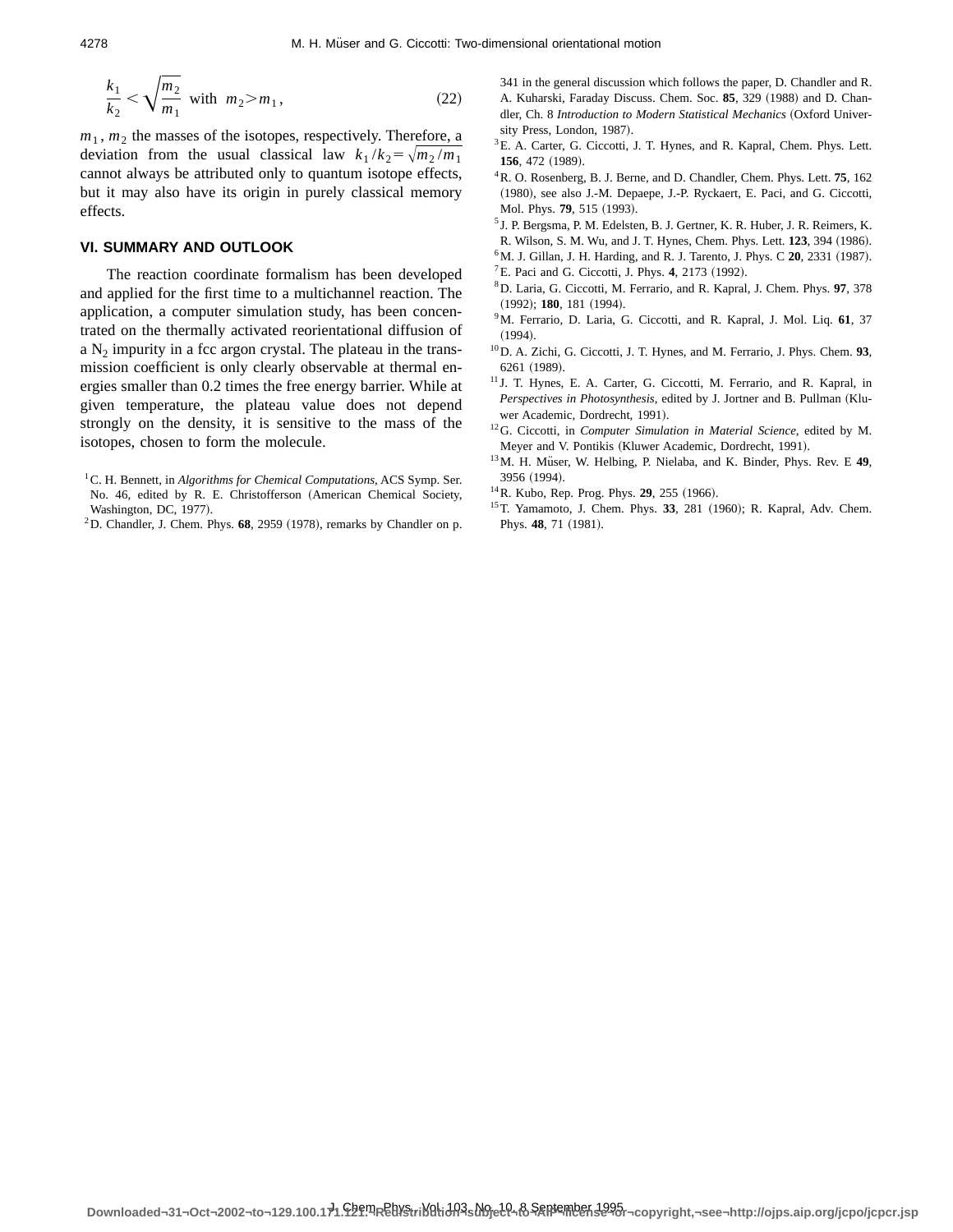$$\frac{k_1}{k_2} < \sqrt{\frac{m_2}{m_1}} \text{ with } m_2 > m_1, \tag{22}$$

$m_1$, $m_2$ the masses of the isotopes, respectively. Therefore, a deviation from the usual classical law $k_1/k_2 = \sqrt{m_2/m_1}$ cannot always be attributed only to quantum isotope effects, but it may also have its origin in purely classical memory effects.

## VI. SUMMARY AND OUTLOOK

The reaction coordinate formalism has been developed and applied for the first time to a multichannel reaction. The application, a computer simulation study, has been concentrated on the thermally activated reorientational diffusion of a $N_2$ impurity in a fcc argon crystal. The plateau in the transmission coefficient is only clearly observable at thermal energies smaller than 0.2 times the free energy barrier. While at given temperature, the plateau value does not depend strongly on the density, it is sensitive to the mass of the isotopes, chosen to form the molecule.

[1] C. H. Bennett, in *Algorithms for Chemical Computations*, ACS Symp. Ser. No. 46, edited by R. E. Christofferson (American Chemical Society, Washington, DC, 1977).

[2] D. Chandler, J. Chem. Phys. **68**, 2959 (1978), remarks by Chandler on p. 341 in the general discussion which follows the paper, D. Chandler and R. A. Kuharski, Faraday Discuss. Chem. Soc. **85**, 329 (1988) and D. Chandler, Ch. 8 *Introduction to Modern Statistical Mechanics* (Oxford University Press, London, 1987).

[3] E. A. Carter, G. Ciccotti, J. T. Hynes, and R. Kapral, Chem. Phys. Lett. **156**, 472 (1989).

[4] R. O. Rosenberg, B. J. Berne, and D. Chandler, Chem. Phys. Lett. **75**, 162 (1980), see also J.-M. Depaepe, J.-P. Ryckaert, E. Paci, and G. Ciccotti, Mol. Phys. **79**, 515 (1993).

[5] J. P. Bergsma, P. M. Edelsten, B. J. Gertner, K. R. Huber, J. R. Reimers, K. R. Wilson, S. M. Wu, and J. T. Hynes, Chem. Phys. Lett. **123**, 394 (1986).

[6] M. J. Gillan, J. H. Harding, and R. J. Tarento, J. Phys. C **20**, 2331 (1987).

[7] E. Paci and G. Ciccotti, J. Phys. **4**, 2173 (1992).

[8] D. Laria, G. Ciccotti, M. Ferrario, and R. Kapral, J. Chem. Phys. **97**, 378 (1992); **180**, 181 (1994).

[9] M. Ferrario, D. Laria, G. Ciccotti, and R. Kapral, J. Mol. Liq. **61**, 37 (1994).

[10] D. A. Zichi, G. Ciccotti, J. T. Hynes, and M. Ferrario, J. Phys. Chem. **93**, 6261 (1989).

[11] J. T. Hynes, E. A. Carter, G. Ciccotti, M. Ferrario, and R. Kapral, in *Perspectives in Photosynthesis*, edited by J. Jortner and B. Pullman (Kluwer Academic, Dordrecht, 1991).

[12] G. Ciccotti, in *Computer Simulation in Material Science*, edited by M. Meyer and V. Pontikis (Kluwer Academic, Dordrecht, 1991).

[13] M. H. Müser, W. Helbing, P. Nielaba, and K. Binder, Phys. Rev. E **49**, 3956 (1994).

[14] R. Kubo, Rep. Prog. Phys. **29**, 255 (1966).

[15] T. Yamamoto, J. Chem. Phys. **33**, 281 (1960); R. Kapral, Adv. Chem. Phys. **48**, 71 (1981).